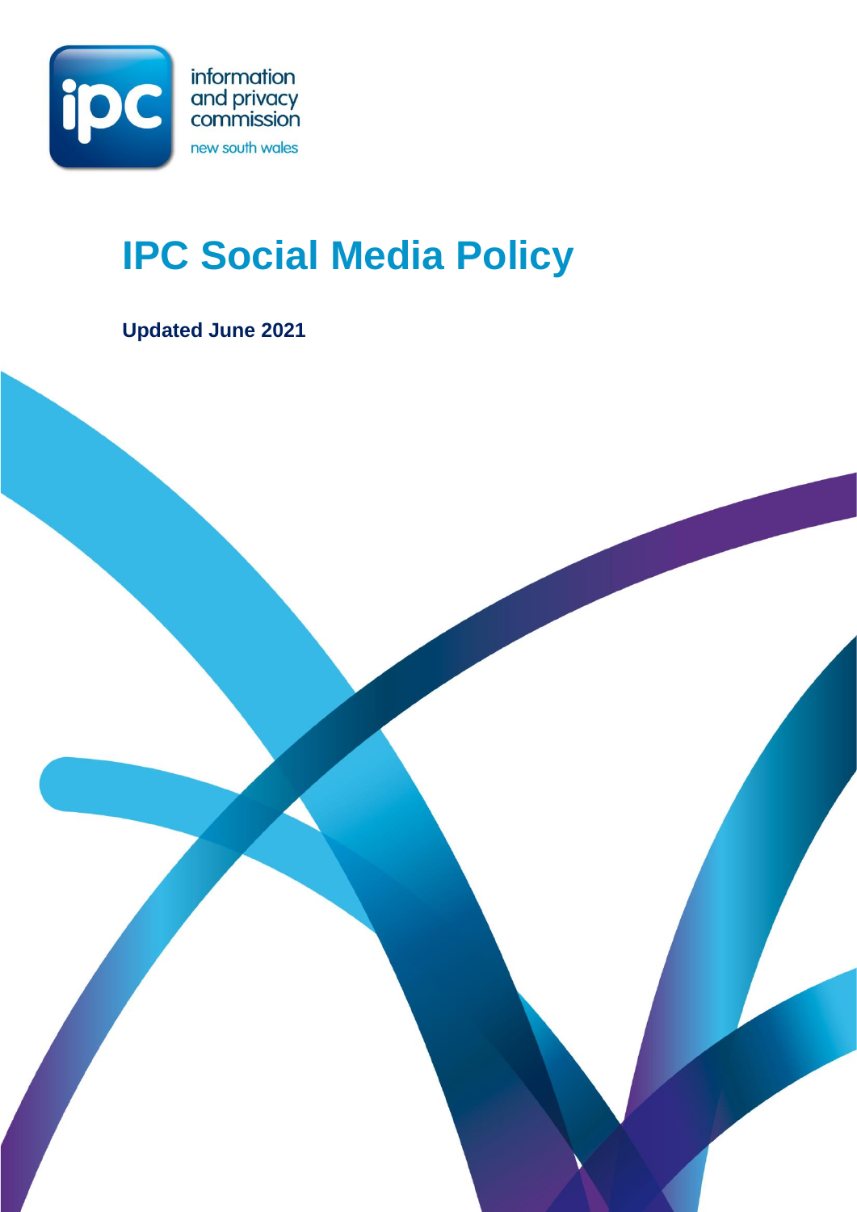information and privacy commission new south wales

# IPC Social Media Policy

**Updated June 2021**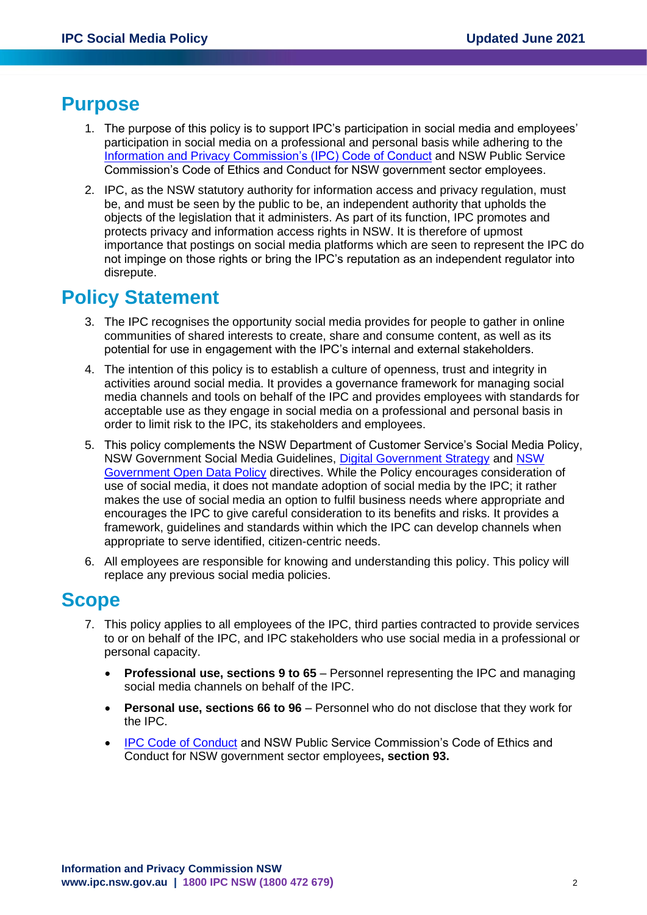## Purpose

1. The purpose of this policy is to support IPC's participation in social media and employees' participation in social media on a professional and personal basis while adhering to the Information and Privacy Commission's (IPC) Code of Conduct and NSW Public Service Commission's Code of Ethics and Conduct for NSW government sector employees.
2. IPC, as the NSW statutory authority for information access and privacy regulation, must be, and must be seen by the public to be, an independent authority that upholds the objects of the legislation that it administers. As part of its function, IPC promotes and protects privacy and information access rights in NSW. It is therefore of upmost importance that postings on social media platforms which are seen to represent the IPC do not impinge on those rights or bring the IPC's reputation as an independent regulator into disrepute.

## Policy Statement

3. The IPC recognises the opportunity social media provides for people to gather in online communities of shared interests to create, share and consume content, as well as its potential for use in engagement with the IPC's internal and external stakeholders.
4. The intention of this policy is to establish a culture of openness, trust and integrity in activities around social media. It provides a governance framework for managing social media channels and tools on behalf of the IPC and provides employees with standards for acceptable use as they engage in social media on a professional and personal basis in order to limit risk to the IPC, its stakeholders and employees.
5. This policy complements the NSW Department of Customer Service's Social Media Policy, NSW Government Social Media Guidelines, Digital Government Strategy and NSW Government Open Data Policy directives. While the Policy encourages consideration of use of social media, it does not mandate adoption of social media by the IPC; it rather makes the use of social media an option to fulfil business needs where appropriate and encourages the IPC to give careful consideration to its benefits and risks. It provides a framework, guidelines and standards within which the IPC can develop channels when appropriate to serve identified, citizen-centric needs.
6. All employees are responsible for knowing and understanding this policy. This policy will replace any previous social media policies.

## Scope

7. This policy applies to all employees of the IPC, third parties contracted to provide services to or on behalf of the IPC, and IPC stakeholders who use social media in a professional or personal capacity.
    - **Professional use, sections 9 to 65** – Personnel representing the IPC and managing social media channels on behalf of the IPC.
    - **Personal use, sections 66 to 96** – Personnel who do not disclose that they work for the IPC.
    - IPC Code of Conduct and NSW Public Service Commission's Code of Ethics and Conduct for NSW government sector employees**, section 93.**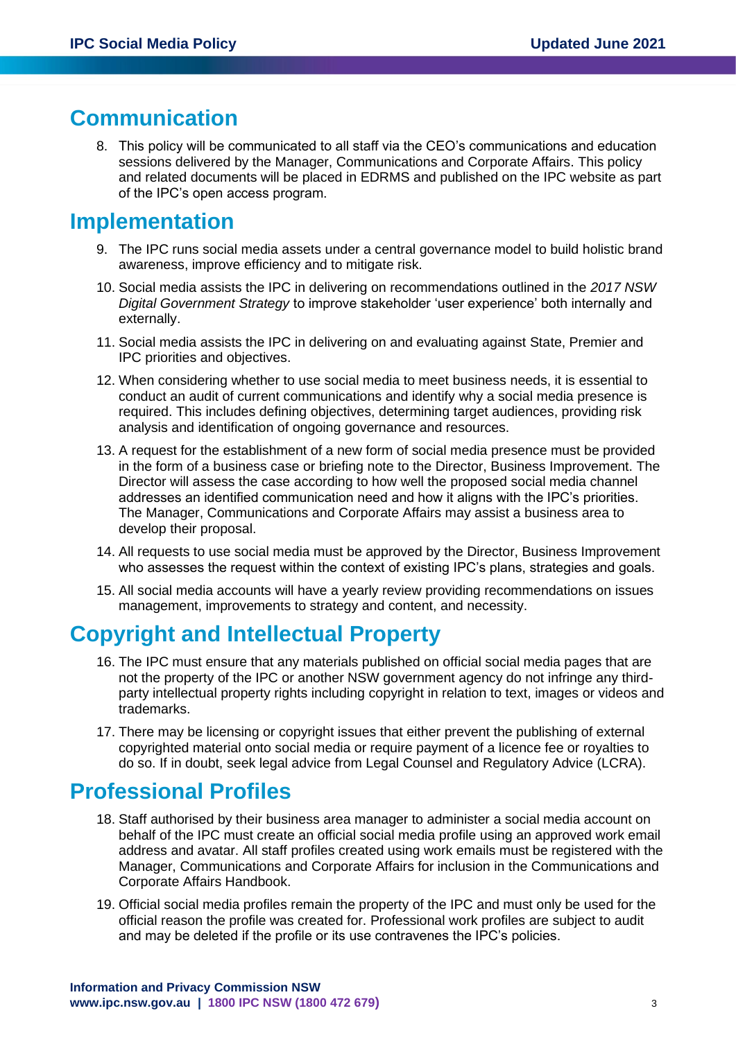## Communication

8. This policy will be communicated to all staff via the CEO's communications and education sessions delivered by the Manager, Communications and Corporate Affairs. This policy and related documents will be placed in EDRMS and published on the IPC website as part of the IPC's open access program.

## Implementation

9. The IPC runs social media assets under a central governance model to build holistic brand awareness, improve efficiency and to mitigate risk.
10. Social media assists the IPC in delivering on recommendations outlined in the *2017 NSW Digital Government Strategy* to improve stakeholder 'user experience' both internally and externally.
11. Social media assists the IPC in delivering on and evaluating against State, Premier and IPC priorities and objectives.
12. When considering whether to use social media to meet business needs, it is essential to conduct an audit of current communications and identify why a social media presence is required. This includes defining objectives, determining target audiences, providing risk analysis and identification of ongoing governance and resources.
13. A request for the establishment of a new form of social media presence must be provided in the form of a business case or briefing note to the Director, Business Improvement. The Director will assess the case according to how well the proposed social media channel addresses an identified communication need and how it aligns with the IPC's priorities. The Manager, Communications and Corporate Affairs may assist a business area to develop their proposal.
14. All requests to use social media must be approved by the Director, Business Improvement who assesses the request within the context of existing IPC's plans, strategies and goals.
15. All social media accounts will have a yearly review providing recommendations on issues management, improvements to strategy and content, and necessity.

## Copyright and Intellectual Property

16. The IPC must ensure that any materials published on official social media pages that are not the property of the IPC or another NSW government agency do not infringe any third-party intellectual property rights including copyright in relation to text, images or videos and trademarks.
17. There may be licensing or copyright issues that either prevent the publishing of external copyrighted material onto social media or require payment of a licence fee or royalties to do so. If in doubt, seek legal advice from Legal Counsel and Regulatory Advice (LCRA).

## Professional Profiles

18. Staff authorised by their business area manager to administer a social media account on behalf of the IPC must create an official social media profile using an approved work email address and avatar. All staff profiles created using work emails must be registered with the Manager, Communications and Corporate Affairs for inclusion in the Communications and Corporate Affairs Handbook.
19. Official social media profiles remain the property of the IPC and must only be used for the official reason the profile was created for. Professional work profiles are subject to audit and may be deleted if the profile or its use contravenes the IPC's policies.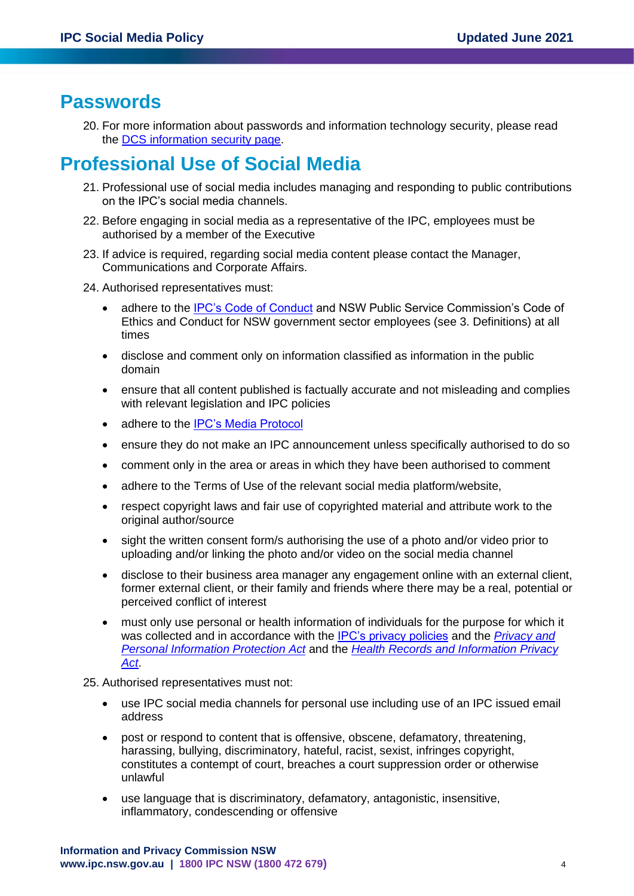## Passwords

20. For more information about passwords and information technology security, please read the [DCS information security page](#).

## Professional Use of Social Media

21. Professional use of social media includes managing and responding to public contributions on the IPC's social media channels.
22. Before engaging in social media as a representative of the IPC, employees must be authorised by a member of the Executive
23. If advice is required, regarding social media content please contact the Manager, Communications and Corporate Affairs.
24. Authorised representatives must:
    - adhere to the IPC's Code of Conduct and NSW Public Service Commission's Code of Ethics and Conduct for NSW government sector employees (see 3. Definitions) at all times
    - disclose and comment only on information classified as information in the public domain
    - ensure that all content published is factually accurate and not misleading and complies with relevant legislation and IPC policies
    - adhere to the IPC's Media Protocol
    - ensure they do not make an IPC announcement unless specifically authorised to do so
    - comment only in the area or areas in which they have been authorised to comment
    - adhere to the Terms of Use of the relevant social media platform/website,
    - respect copyright laws and fair use of copyrighted material and attribute work to the original author/source
    - sight the written consent form/s authorising the use of a photo and/or video prior to uploading and/or linking the photo and/or video on the social media channel
    - disclose to their business area manager any engagement online with an external client, former external client, or their family and friends where there may be a real, potential or perceived conflict of interest
    - must only use personal or health information of individuals for the purpose for which it was collected and in accordance with the IPC's privacy policies and the *Privacy and Personal Information Protection Act* and the *Health Records and Information Privacy Act*.
25. Authorised representatives must not:
    - use IPC social media channels for personal use including use of an IPC issued email address
    - post or respond to content that is offensive, obscene, defamatory, threatening, harassing, bullying, discriminatory, hateful, racist, sexist, infringes copyright, constitutes a contempt of court, breaches a court suppression order or otherwise unlawful
    - use language that is discriminatory, defamatory, antagonistic, insensitive, inflammatory, condescending or offensive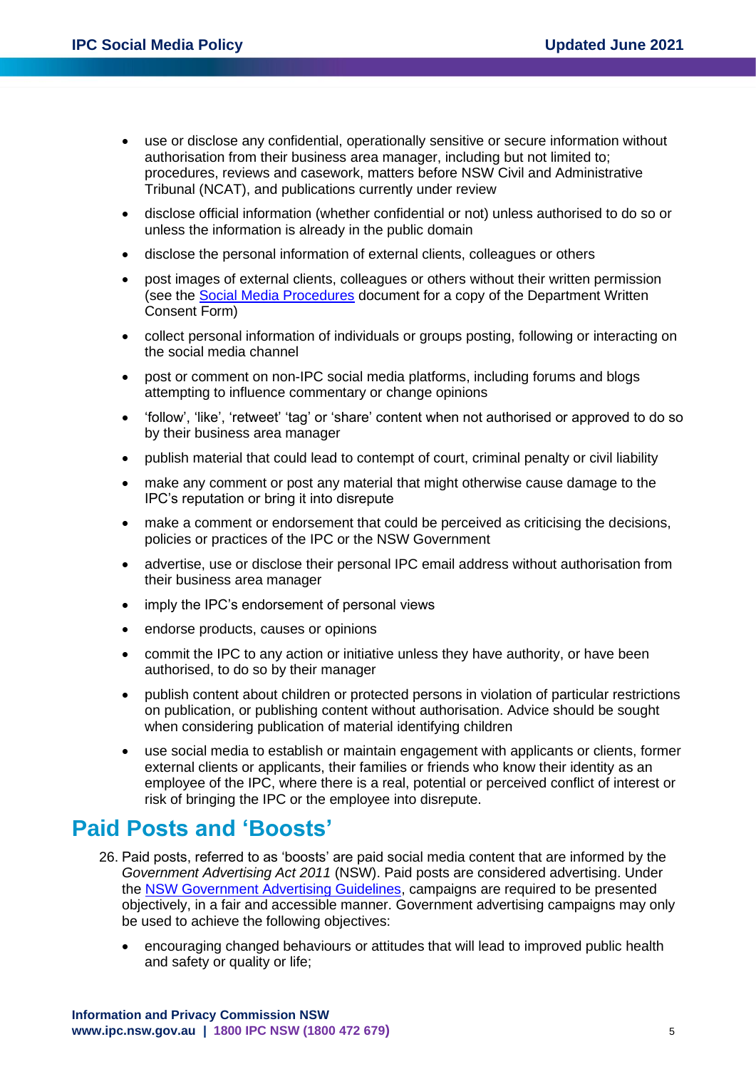- use or disclose any confidential, operationally sensitive or secure information without authorisation from their business area manager, including but not limited to; procedures, reviews and casework, matters before NSW Civil and Administrative Tribunal (NCAT), and publications currently under review
- disclose official information (whether confidential or not) unless authorised to do so or unless the information is already in the public domain
- disclose the personal information of external clients, colleagues or others
- post images of external clients, colleagues or others without their written permission (see the Social Media Procedures document for a copy of the Department Written Consent Form)
- collect personal information of individuals or groups posting, following or interacting on the social media channel
- post or comment on non-IPC social media platforms, including forums and blogs attempting to influence commentary or change opinions
- 'follow', 'like', 'retweet' 'tag' or 'share' content when not authorised or approved to do so by their business area manager
- publish material that could lead to contempt of court, criminal penalty or civil liability
- make any comment or post any material that might otherwise cause damage to the IPC's reputation or bring it into disrepute
- make a comment or endorsement that could be perceived as criticising the decisions, policies or practices of the IPC or the NSW Government
- advertise, use or disclose their personal IPC email address without authorisation from their business area manager
- imply the IPC's endorsement of personal views
- endorse products, causes or opinions
- commit the IPC to any action or initiative unless they have authority, or have been authorised, to do so by their manager
- publish content about children or protected persons in violation of particular restrictions on publication, or publishing content without authorisation. Advice should be sought when considering publication of material identifying children
- use social media to establish or maintain engagement with applicants or clients, former external clients or applicants, their families or friends who know their identity as an employee of the IPC, where there is a real, potential or perceived conflict of interest or risk of bringing the IPC or the employee into disrepute.

## Paid Posts and 'Boosts'

26. Paid posts, referred to as 'boosts' are paid social media content that are informed by the *Government Advertising Act 2011* (NSW). Paid posts are considered advertising. Under the NSW Government Advertising Guidelines, campaigns are required to be presented objectively, in a fair and accessible manner. Government advertising campaigns may only be used to achieve the following objectives:

    - encouraging changed behaviours or attitudes that will lead to improved public health and safety or quality or life;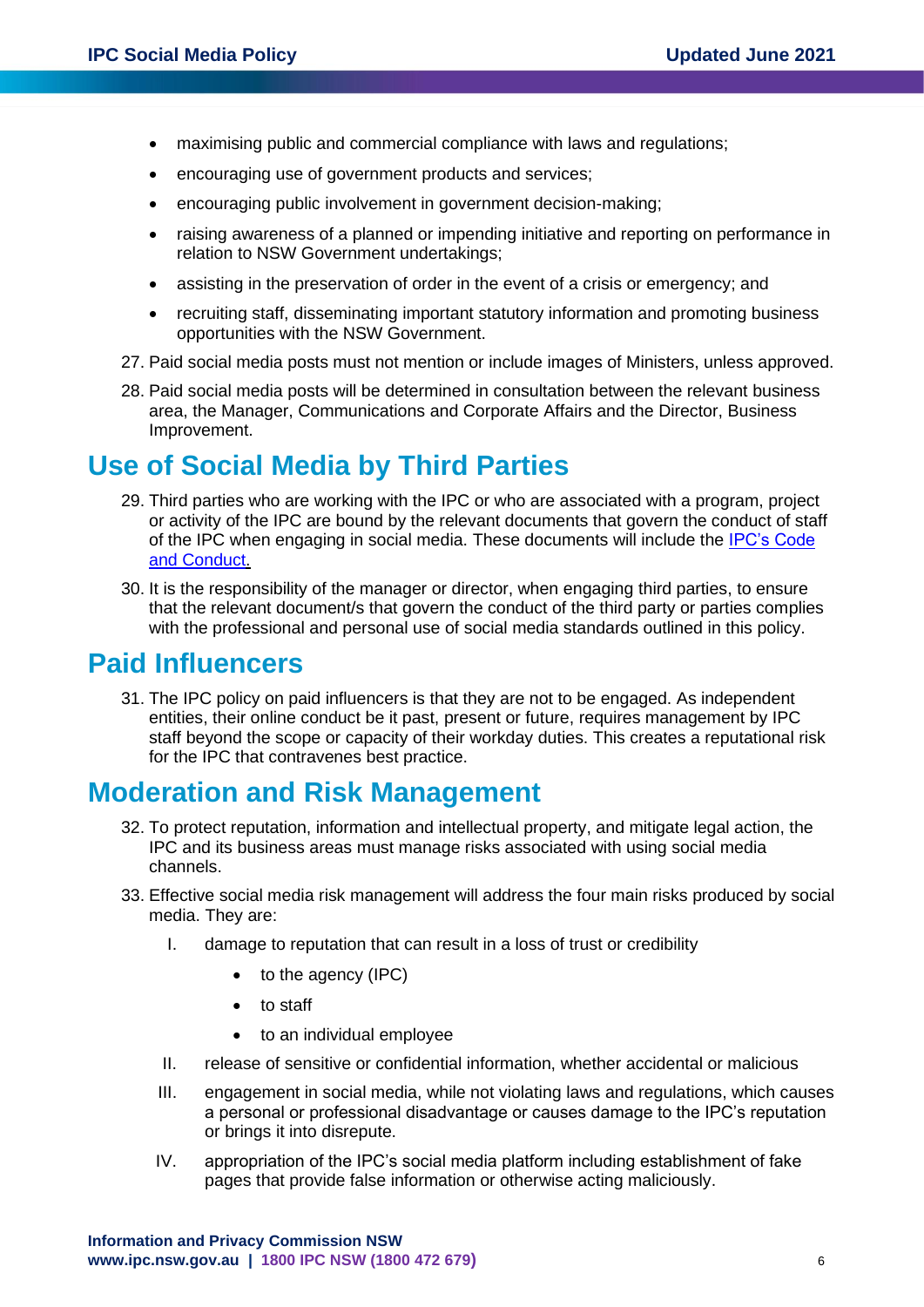- maximising public and commercial compliance with laws and regulations;
- encouraging use of government products and services;
- encouraging public involvement in government decision-making;
- raising awareness of a planned or impending initiative and reporting on performance in relation to NSW Government undertakings;
- assisting in the preservation of order in the event of a crisis or emergency; and
- recruiting staff, disseminating important statutory information and promoting business opportunities with the NSW Government.

27. Paid social media posts must not mention or include images of Ministers, unless approved.
28. Paid social media posts will be determined in consultation between the relevant business area, the Manager, Communications and Corporate Affairs and the Director, Business Improvement.

## Use of Social Media by Third Parties

29. Third parties who are working with the IPC or who are associated with a program, project or activity of the IPC are bound by the relevant documents that govern the conduct of staff of the IPC when engaging in social media. These documents will include the IPC's Code and Conduct.
30. It is the responsibility of the manager or director, when engaging third parties, to ensure that the relevant document/s that govern the conduct of the third party or parties complies with the professional and personal use of social media standards outlined in this policy.

## Paid Influencers

31. The IPC policy on paid influencers is that they are not to be engaged. As independent entities, their online conduct be it past, present or future, requires management by IPC staff beyond the scope or capacity of their workday duties. This creates a reputational risk for the IPC that contravenes best practice.

## Moderation and Risk Management

32. To protect reputation, information and intellectual property, and mitigate legal action, the IPC and its business areas must manage risks associated with using social media channels.
33. Effective social media risk management will address the four main risks produced by social media. They are:

    I. damage to reputation that can result in a loss of trust or credibility
    - to the agency (IPC)
    - to staff
    - to an individual employee

    II. release of sensitive or confidential information, whether accidental or malicious

    III. engagement in social media, while not violating laws and regulations, which causes a personal or professional disadvantage or causes damage to the IPC's reputation or brings it into disrepute.

    IV. appropriation of the IPC's social media platform including establishment of fake pages that provide false information or otherwise acting maliciously.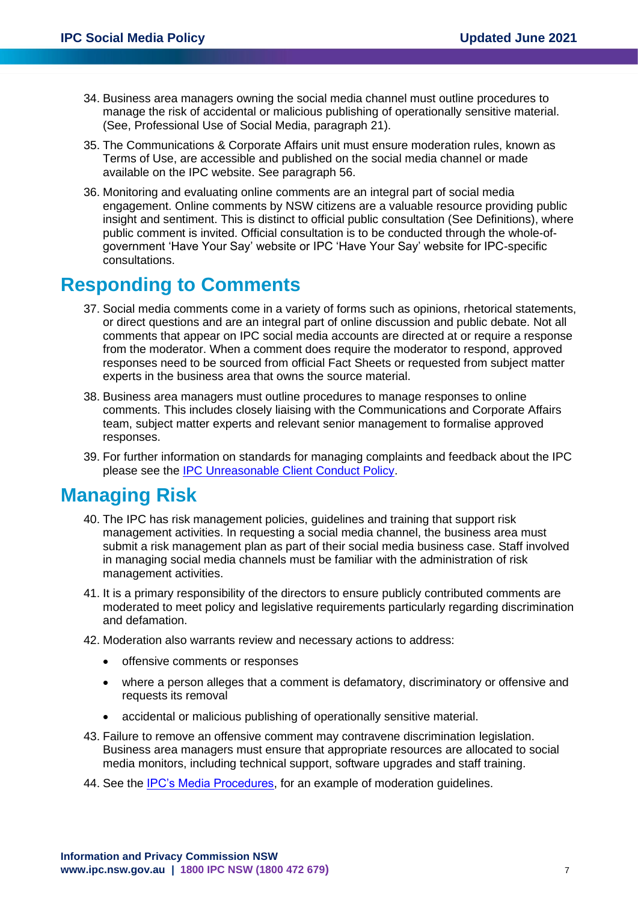34. Business area managers owning the social media channel must outline procedures to manage the risk of accidental or malicious publishing of operationally sensitive material. (See, Professional Use of Social Media, paragraph 21).
35. The Communications & Corporate Affairs unit must ensure moderation rules, known as Terms of Use, are accessible and published on the social media channel or made available on the IPC website. See paragraph 56.
36. Monitoring and evaluating online comments are an integral part of social media engagement. Online comments by NSW citizens are a valuable resource providing public insight and sentiment. This is distinct to official public consultation (See Definitions), where public comment is invited. Official consultation is to be conducted through the whole-of-government 'Have Your Say' website or IPC 'Have Your Say' website for IPC-specific consultations.

## Responding to Comments

37. Social media comments come in a variety of forms such as opinions, rhetorical statements, or direct questions and are an integral part of online discussion and public debate. Not all comments that appear on IPC social media accounts are directed at or require a response from the moderator. When a comment does require the moderator to respond, approved responses need to be sourced from official Fact Sheets or requested from subject matter experts in the business area that owns the source material.
38. Business area managers must outline procedures to manage responses to online comments. This includes closely liaising with the Communications and Corporate Affairs team, subject matter experts and relevant senior management to formalise approved responses.
39. For further information on standards for managing complaints and feedback about the IPC please see the IPC Unreasonable Client Conduct Policy.

## Managing Risk

40. The IPC has risk management policies, guidelines and training that support risk management activities. In requesting a social media channel, the business area must submit a risk management plan as part of their social media business case. Staff involved in managing social media channels must be familiar with the administration of risk management activities.
41. It is a primary responsibility of the directors to ensure publicly contributed comments are moderated to meet policy and legislative requirements particularly regarding discrimination and defamation.
42. Moderation also warrants review and necessary actions to address:
    - offensive comments or responses
    - where a person alleges that a comment is defamatory, discriminatory or offensive and requests its removal
    - accidental or malicious publishing of operationally sensitive material.
43. Failure to remove an offensive comment may contravene discrimination legislation. Business area managers must ensure that appropriate resources are allocated to social media monitors, including technical support, software upgrades and staff training.
44. See the IPC's Media Procedures, for an example of moderation guidelines.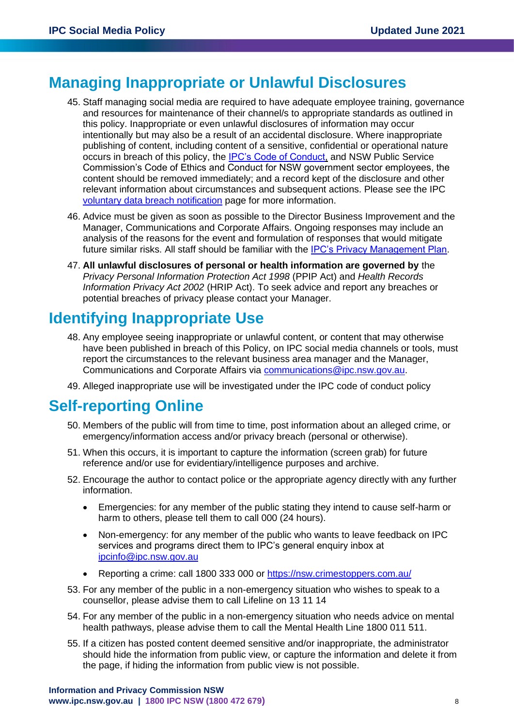## Managing Inappropriate or Unlawful Disclosures

45. Staff managing social media are required to have adequate employee training, governance and resources for maintenance of their channel/s to appropriate standards as outlined in this policy. Inappropriate or even unlawful disclosures of information may occur intentionally but may also be a result of an accidental disclosure. Where inappropriate publishing of content, including content of a sensitive, confidential or operational nature occurs in breach of this policy, the IPC's Code of Conduct, and NSW Public Service Commission's Code of Ethics and Conduct for NSW government sector employees, the content should be removed immediately; and a record kept of the disclosure and other relevant information about circumstances and subsequent actions. Please see the IPC voluntary data breach notification page for more information.
46. Advice must be given as soon as possible to the Director Business Improvement and the Manager, Communications and Corporate Affairs. Ongoing responses may include an analysis of the reasons for the event and formulation of responses that would mitigate future similar risks. All staff should be familiar with the IPC's Privacy Management Plan.
47. **All unlawful disclosures of personal or health information are governed by** the *Privacy Personal Information Protection Act 1998* (PPIP Act) and *Health Records Information Privacy Act 2002* (HRIP Act). To seek advice and report any breaches or potential breaches of privacy please contact your Manager.

## Identifying Inappropriate Use

48. Any employee seeing inappropriate or unlawful content, or content that may otherwise have been published in breach of this Policy, on IPC social media channels or tools, must report the circumstances to the relevant business area manager and the Manager, Communications and Corporate Affairs via communications@ipc.nsw.gov.au.
49. Alleged inappropriate use will be investigated under the IPC code of conduct policy

## Self-reporting Online

50. Members of the public will from time to time, post information about an alleged crime, or emergency/information access and/or privacy breach (personal or otherwise).
51. When this occurs, it is important to capture the information (screen grab) for future reference and/or use for evidentiary/intelligence purposes and archive.
52. Encourage the author to contact police or the appropriate agency directly with any further information.
    - Emergencies: for any member of the public stating they intend to cause self-harm or harm to others, please tell them to call 000 (24 hours).
    - Non-emergency: for any member of the public who wants to leave feedback on IPC services and programs direct them to IPC's general enquiry inbox at ipcinfo@ipc.nsw.gov.au
    - Reporting a crime: call 1800 333 000 or https://nsw.crimestoppers.com.au/
53. For any member of the public in a non-emergency situation who wishes to speak to a counsellor, please advise them to call Lifeline on 13 11 14
54. For any member of the public in a non-emergency situation who needs advice on mental health pathways, please advise them to call the Mental Health Line 1800 011 511.
55. If a citizen has posted content deemed sensitive and/or inappropriate, the administrator should hide the information from public view, or capture the information and delete it from the page, if hiding the information from public view is not possible.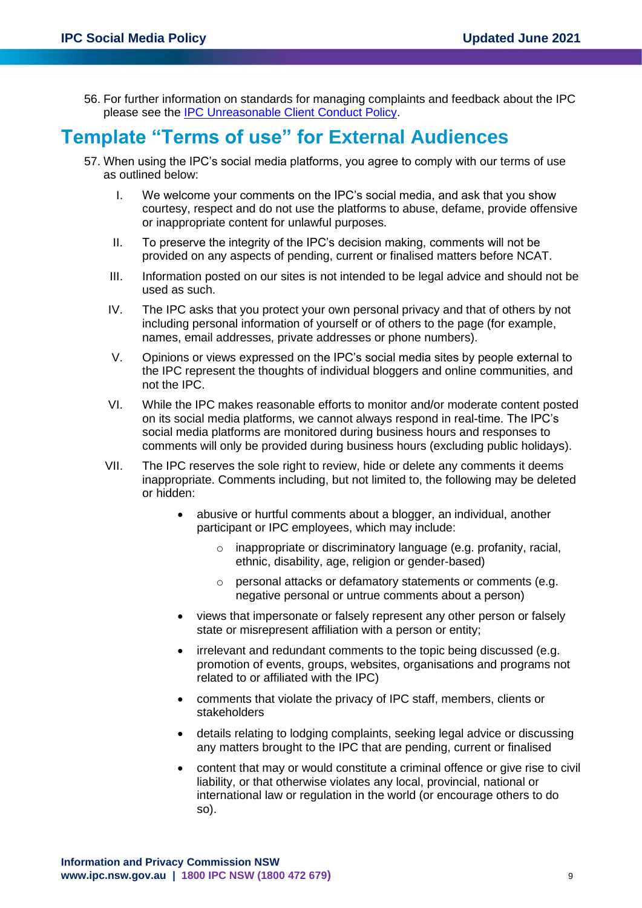56. For further information on standards for managing complaints and feedback about the IPC please see the [IPC Unreasonable Client Conduct Policy](IPC Unreasonable Client Conduct Policy).

# Template "Terms of use" for External Audiences

57. When using the IPC's social media platforms, you agree to comply with our terms of use as outlined below:

    I. We welcome your comments on the IPC's social media, and ask that you show courtesy, respect and do not use the platforms to abuse, defame, provide offensive or inappropriate content for unlawful purposes.

    II. To preserve the integrity of the IPC's decision making, comments will not be provided on any aspects of pending, current or finalised matters before NCAT.

    III. Information posted on our sites is not intended to be legal advice and should not be used as such.

    IV. The IPC asks that you protect your own personal privacy and that of others by not including personal information of yourself or of others to the page (for example, names, email addresses, private addresses or phone numbers).

    V. Opinions or views expressed on the IPC's social media sites by people external to the IPC represent the thoughts of individual bloggers and online communities, and not the IPC.

    VI. While the IPC makes reasonable efforts to monitor and/or moderate content posted on its social media platforms, we cannot always respond in real-time. The IPC's social media platforms are monitored during business hours and responses to comments will only be provided during business hours (excluding public holidays).

    VII. The IPC reserves the sole right to review, hide or delete any comments it deems inappropriate. Comments including, but not limited to, the following may be deleted or hidden:

    - abusive or hurtful comments about a blogger, an individual, another participant or IPC employees, which may include:
        - inappropriate or discriminatory language (e.g. profanity, racial, ethnic, disability, age, religion or gender-based)
        - personal attacks or defamatory statements or comments (e.g. negative personal or untrue comments about a person)
    - views that impersonate or falsely represent any other person or falsely state or misrepresent affiliation with a person or entity;
    - irrelevant and redundant comments to the topic being discussed (e.g. promotion of events, groups, websites, organisations and programs not related to or affiliated with the IPC)
    - comments that violate the privacy of IPC staff, members, clients or stakeholders
    - details relating to lodging complaints, seeking legal advice or discussing any matters brought to the IPC that are pending, current or finalised
    - content that may or would constitute a criminal offence or give rise to civil liability, or that otherwise violates any local, provincial, national or international law or regulation in the world (or encourage others to do so).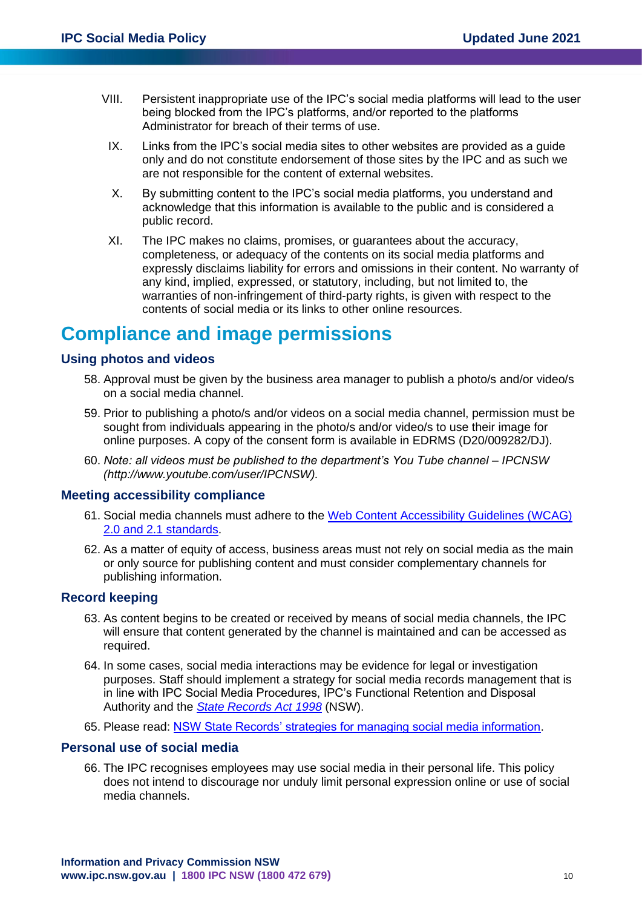VIII. Persistent inappropriate use of the IPC's social media platforms will lead to the user being blocked from the IPC's platforms, and/or reported to the platforms Administrator for breach of their terms of use.

IX. Links from the IPC's social media sites to other websites are provided as a guide only and do not constitute endorsement of those sites by the IPC and as such we are not responsible for the content of external websites.

X. By submitting content to the IPC's social media platforms, you understand and acknowledge that this information is available to the public and is considered a public record.

XI. The IPC makes no claims, promises, or guarantees about the accuracy, completeness, or adequacy of the contents on its social media platforms and expressly disclaims liability for errors and omissions in their content. No warranty of any kind, implied, expressed, or statutory, including, but not limited to, the warranties of non-infringement of third-party rights, is given with respect to the contents of social media or its links to other online resources.

# Compliance and image permissions

## Using photos and videos

58. Approval must be given by the business area manager to publish a photo/s and/or video/s on a social media channel.
59. Prior to publishing a photo/s and/or videos on a social media channel, permission must be sought from individuals appearing in the photo/s and/or video/s to use their image for online purposes. A copy of the consent form is available in EDRMS (D20/009282/DJ).
60. *Note: all videos must be published to the department's You Tube channel – IPCNSW (http://www.youtube.com/user/IPCNSW).*

## Meeting accessibility compliance

61. Social media channels must adhere to the Web Content Accessibility Guidelines (WCAG) 2.0 and 2.1 standards.
62. As a matter of equity of access, business areas must not rely on social media as the main or only source for publishing content and must consider complementary channels for publishing information.

## Record keeping

63. As content begins to be created or received by means of social media channels, the IPC will ensure that content generated by the channel is maintained and can be accessed as required.
64. In some cases, social media interactions may be evidence for legal or investigation purposes. Staff should implement a strategy for social media records management that is in line with IPC Social Media Procedures, IPC's Functional Retention and Disposal Authority and the *State Records Act 1998* (NSW).
65. Please read: NSW State Records' strategies for managing social media information.

## Personal use of social media

66. The IPC recognises employees may use social media in their personal life. This policy does not intend to discourage nor unduly limit personal expression online or use of social media channels.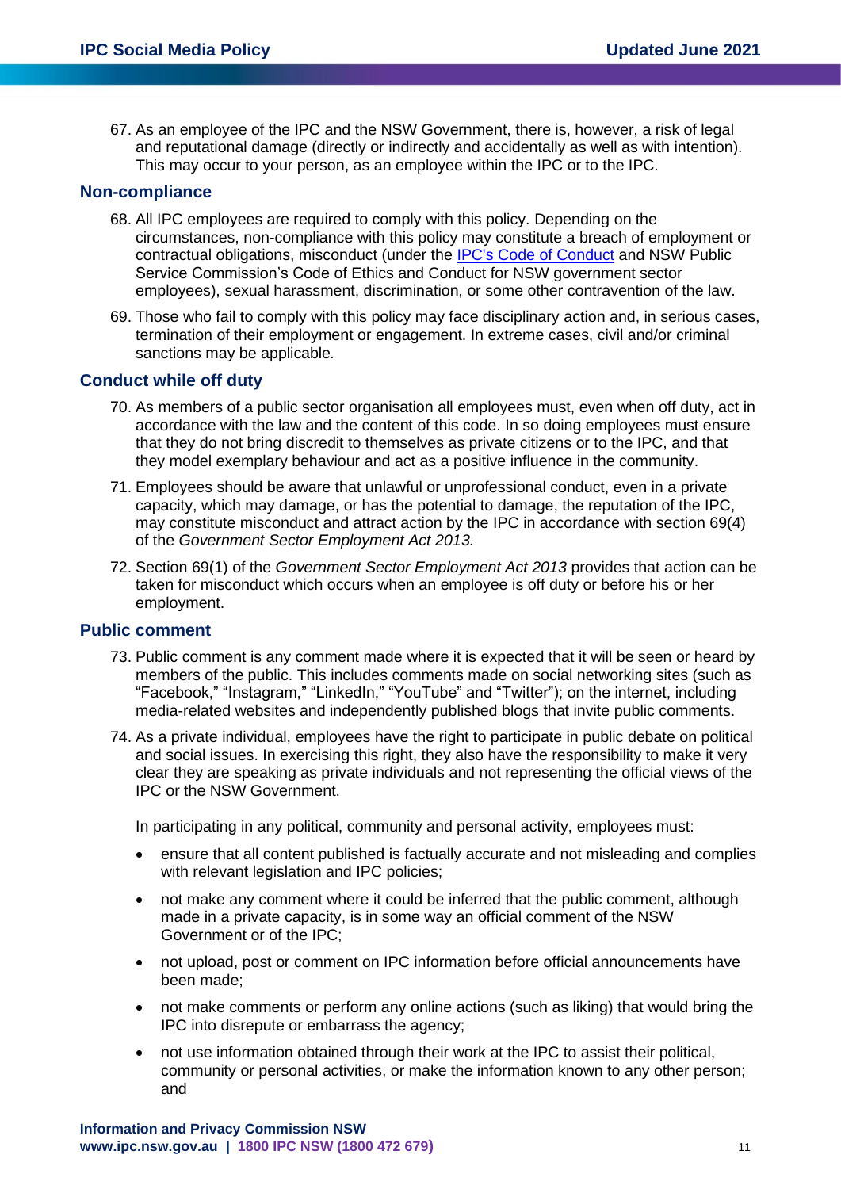67. As an employee of the IPC and the NSW Government, there is, however, a risk of legal and reputational damage (directly or indirectly and accidentally as well as with intention). This may occur to your person, as an employee within the IPC or to the IPC.

## Non-compliance

68. All IPC employees are required to comply with this policy. Depending on the circumstances, non-compliance with this policy may constitute a breach of employment or contractual obligations, misconduct (under the IPC's Code of Conduct and NSW Public Service Commission's Code of Ethics and Conduct for NSW government sector employees), sexual harassment, discrimination, or some other contravention of the law.

69. Those who fail to comply with this policy may face disciplinary action and, in serious cases, termination of their employment or engagement. In extreme cases, civil and/or criminal sanctions may be applicable.

## Conduct while off duty

70. As members of a public sector organisation all employees must, even when off duty, act in accordance with the law and the content of this code. In so doing employees must ensure that they do not bring discredit to themselves as private citizens or to the IPC, and that they model exemplary behaviour and act as a positive influence in the community.

71. Employees should be aware that unlawful or unprofessional conduct, even in a private capacity, which may damage, or has the potential to damage, the reputation of the IPC, may constitute misconduct and attract action by the IPC in accordance with section 69(4) of the *Government Sector Employment Act 2013.*

72. Section 69(1) of the *Government Sector Employment Act 2013* provides that action can be taken for misconduct which occurs when an employee is off duty or before his or her employment.

## Public comment

73. Public comment is any comment made where it is expected that it will be seen or heard by members of the public. This includes comments made on social networking sites (such as "Facebook," "Instagram," "LinkedIn," "YouTube" and "Twitter"); on the internet, including media-related websites and independently published blogs that invite public comments.

74. As a private individual, employees have the right to participate in public debate on political and social issues. In exercising this right, they also have the responsibility to make it very clear they are speaking as private individuals and not representing the official views of the IPC or the NSW Government.

    In participating in any political, community and personal activity, employees must:

    - ensure that all content published is factually accurate and not misleading and complies with relevant legislation and IPC policies;
    - not make any comment where it could be inferred that the public comment, although made in a private capacity, is in some way an official comment of the NSW Government or of the IPC;
    - not upload, post or comment on IPC information before official announcements have been made;
    - not make comments or perform any online actions (such as liking) that would bring the IPC into disrepute or embarrass the agency;
    - not use information obtained through their work at the IPC to assist their political, community or personal activities, or make the information known to any other person; and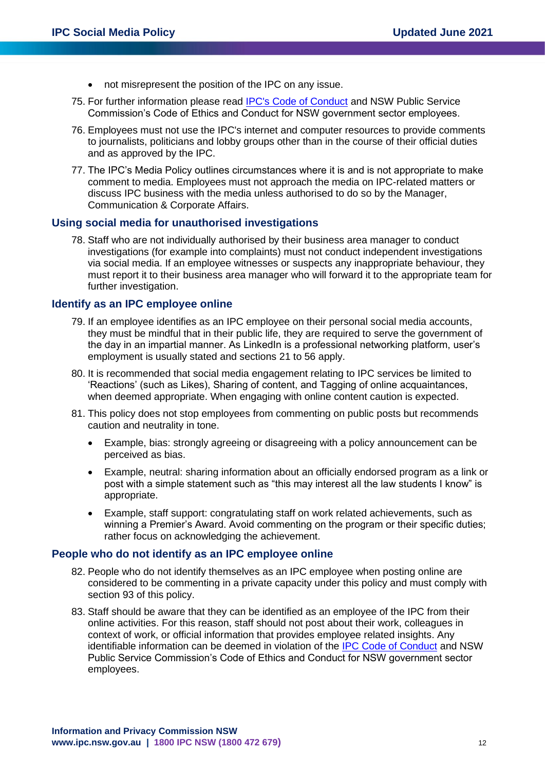- not misrepresent the position of the IPC on any issue.

75. For further information please read [IPC's Code of Conduct](#) and NSW Public Service Commission's Code of Ethics and Conduct for NSW government sector employees.

76. Employees must not use the IPC's internet and computer resources to provide comments to journalists, politicians and lobby groups other than in the course of their official duties and as approved by the IPC.

77. The IPC's Media Policy outlines circumstances where it is and is not appropriate to make comment to media. Employees must not approach the media on IPC-related matters or discuss IPC business with the media unless authorised to do so by the Manager, Communication & Corporate Affairs.

## Using social media for unauthorised investigations

78. Staff who are not individually authorised by their business area manager to conduct investigations (for example into complaints) must not conduct independent investigations via social media. If an employee witnesses or suspects any inappropriate behaviour, they must report it to their business area manager who will forward it to the appropriate team for further investigation.

## Identify as an IPC employee online

79. If an employee identifies as an IPC employee on their personal social media accounts, they must be mindful that in their public life, they are required to serve the government of the day in an impartial manner. As LinkedIn is a professional networking platform, user's employment is usually stated and sections 21 to 56 apply.

80. It is recommended that social media engagement relating to IPC services be limited to 'Reactions' (such as Likes), Sharing of content, and Tagging of online acquaintances, when deemed appropriate. When engaging with online content caution is expected.

81. This policy does not stop employees from commenting on public posts but recommends caution and neutrality in tone.
    - Example, bias: strongly agreeing or disagreeing with a policy announcement can be perceived as bias.
    - Example, neutral: sharing information about an officially endorsed program as a link or post with a simple statement such as "this may interest all the law students I know" is appropriate.
    - Example, staff support: congratulating staff on work related achievements, such as winning a Premier's Award. Avoid commenting on the program or their specific duties; rather focus on acknowledging the achievement.

## People who do not identify as an IPC employee online

82. People who do not identify themselves as an IPC employee when posting online are considered to be commenting in a private capacity under this policy and must comply with section 93 of this policy.

83. Staff should be aware that they can be identified as an employee of the IPC from their online activities. For this reason, staff should not post about their work, colleagues in context of work, or official information that provides employee related insights. Any identifiable information can be deemed in violation of the [IPC Code of Conduct](#) and NSW Public Service Commission's Code of Ethics and Conduct for NSW government sector employees.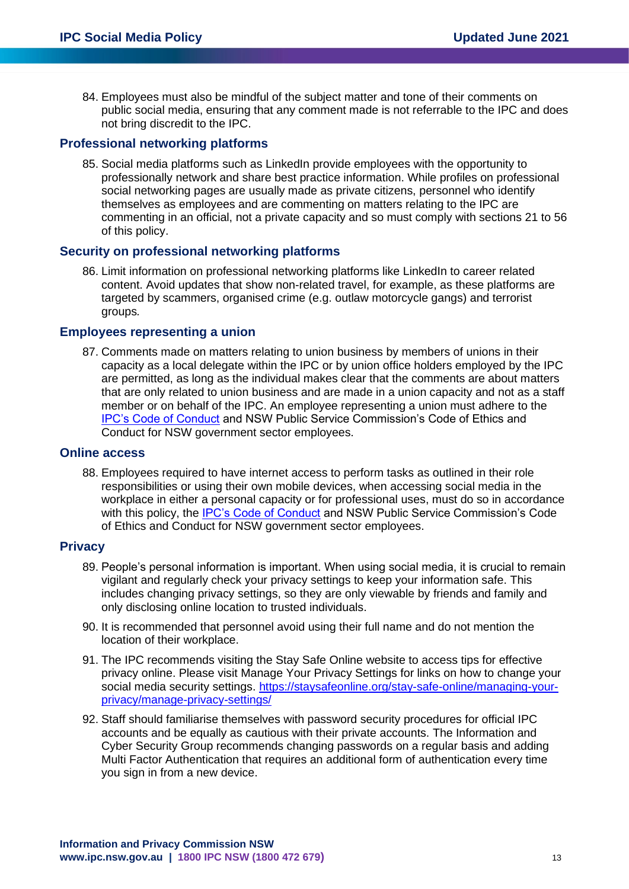84. Employees must also be mindful of the subject matter and tone of their comments on public social media, ensuring that any comment made is not referrable to the IPC and does not bring discredit to the IPC.

## Professional networking platforms

85. Social media platforms such as LinkedIn provide employees with the opportunity to professionally network and share best practice information. While profiles on professional social networking pages are usually made as private citizens, personnel who identify themselves as employees and are commenting on matters relating to the IPC are commenting in an official, not a private capacity and so must comply with sections 21 to 56 of this policy.

## Security on professional networking platforms

86. Limit information on professional networking platforms like LinkedIn to career related content. Avoid updates that show non-related travel, for example, as these platforms are targeted by scammers, organised crime (e.g. outlaw motorcycle gangs) and terrorist groups.

## Employees representing a union

87. Comments made on matters relating to union business by members of unions in their capacity as a local delegate within the IPC or by union office holders employed by the IPC are permitted, as long as the individual makes clear that the comments are about matters that are only related to union business and are made in a union capacity and not as a staff member or on behalf of the IPC. An employee representing a union must adhere to the IPC's Code of Conduct and NSW Public Service Commission's Code of Ethics and Conduct for NSW government sector employees.

## Online access

88. Employees required to have internet access to perform tasks as outlined in their role responsibilities or using their own mobile devices, when accessing social media in the workplace in either a personal capacity or for professional uses, must do so in accordance with this policy, the IPC's Code of Conduct and NSW Public Service Commission's Code of Ethics and Conduct for NSW government sector employees.

## Privacy

89. People's personal information is important. When using social media, it is crucial to remain vigilant and regularly check your privacy settings to keep your information safe. This includes changing privacy settings, so they are only viewable by friends and family and only disclosing online location to trusted individuals.

90. It is recommended that personnel avoid using their full name and do not mention the location of their workplace.

91. The IPC recommends visiting the Stay Safe Online website to access tips for effective privacy online. Please visit Manage Your Privacy Settings for links on how to change your social media security settings. https://staysafeonline.org/stay-safe-online/managing-your-privacy/manage-privacy-settings/

92. Staff should familiarise themselves with password security procedures for official IPC accounts and be equally as cautious with their private accounts. The Information and Cyber Security Group recommends changing passwords on a regular basis and adding Multi Factor Authentication that requires an additional form of authentication every time you sign in from a new device.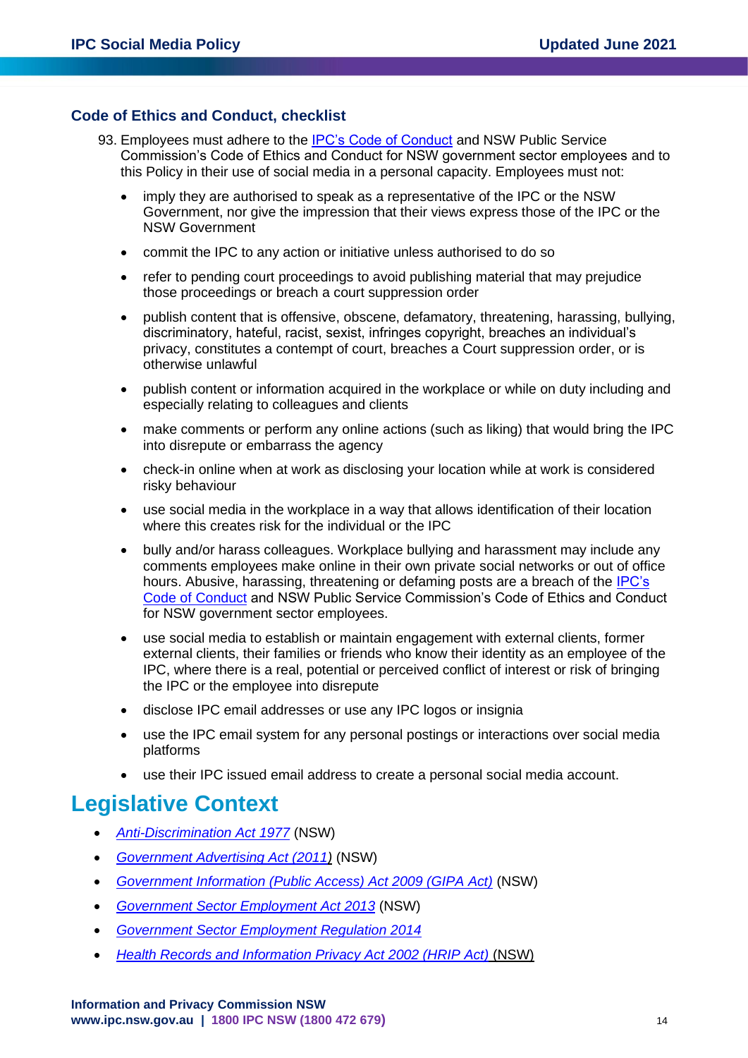### Code of Ethics and Conduct, checklist

93. Employees must adhere to the [IPC's Code of Conduct]() and NSW Public Service Commission's Code of Ethics and Conduct for NSW government sector employees and to this Policy in their use of social media in a personal capacity. Employees must not:

    - imply they are authorised to speak as a representative of the IPC or the NSW Government, nor give the impression that their views express those of the IPC or the NSW Government
    - commit the IPC to any action or initiative unless authorised to do so
    - refer to pending court proceedings to avoid publishing material that may prejudice those proceedings or breach a court suppression order
    - publish content that is offensive, obscene, defamatory, threatening, harassing, bullying, discriminatory, hateful, racist, sexist, infringes copyright, breaches an individual's privacy, constitutes a contempt of court, breaches a Court suppression order, or is otherwise unlawful
    - publish content or information acquired in the workplace or while on duty including and especially relating to colleagues and clients
    - make comments or perform any online actions (such as liking) that would bring the IPC into disrepute or embarrass the agency
    - check-in online when at work as disclosing your location while at work is considered risky behaviour
    - use social media in the workplace in a way that allows identification of their location where this creates risk for the individual or the IPC
    - bully and/or harass colleagues. Workplace bullying and harassment may include any comments employees make online in their own private social networks or out of office hours. Abusive, harassing, threatening or defaming posts are a breach of the [IPC's Code of Conduct]() and NSW Public Service Commission's Code of Ethics and Conduct for NSW government sector employees.
    - use social media to establish or maintain engagement with external clients, former external clients, their families or friends who know their identity as an employee of the IPC, where there is a real, potential or perceived conflict of interest or risk of bringing the IPC or the employee into disrepute
    - disclose IPC email addresses or use any IPC logos or insignia
    - use the IPC email system for any personal postings or interactions over social media platforms
    - use their IPC issued email address to create a personal social media account.

## Legislative Context

- *Anti-Discrimination Act 1977* (NSW)
- *Government Advertising Act (2011)* (NSW)
- *Government Information (Public Access) Act 2009 (GIPA Act)* (NSW)
- *Government Sector Employment Act 2013* (NSW)
- *Government Sector Employment Regulation 2014*
- *Health Records and Information Privacy Act 2002 (HRIP Act)* (NSW)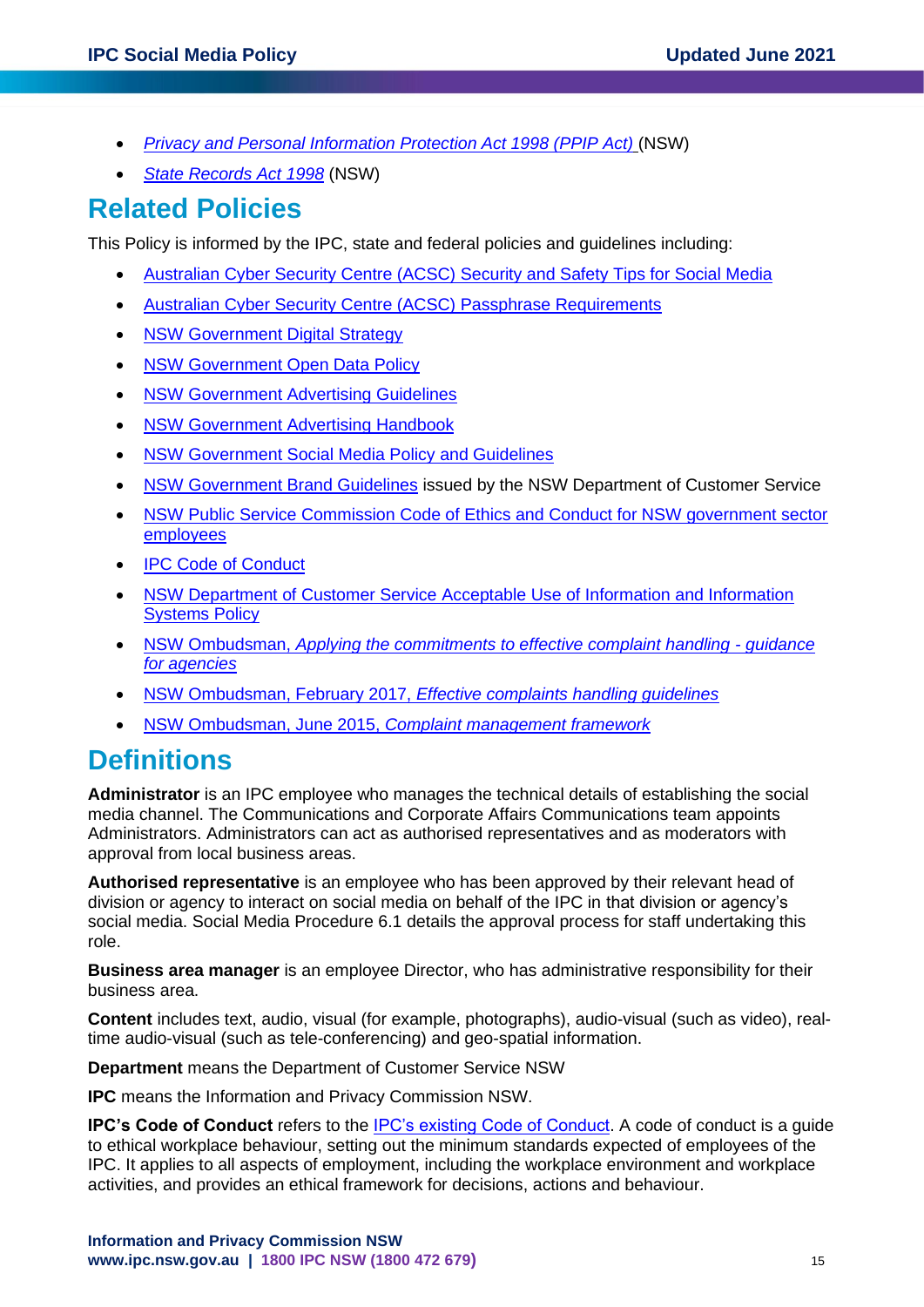- *Privacy and Personal Information Protection Act 1998 (PPIP Act)* (NSW)
- *State Records Act 1998* (NSW)

## Related Policies

This Policy is informed by the IPC, state and federal policies and guidelines including:

- Australian Cyber Security Centre (ACSC) Security and Safety Tips for Social Media
- Australian Cyber Security Centre (ACSC) Passphrase Requirements
- NSW Government Digital Strategy
- NSW Government Open Data Policy
- NSW Government Advertising Guidelines
- NSW Government Advertising Handbook
- NSW Government Social Media Policy and Guidelines
- NSW Government Brand Guidelines issued by the NSW Department of Customer Service
- NSW Public Service Commission Code of Ethics and Conduct for NSW government sector employees
- IPC Code of Conduct
- NSW Department of Customer Service Acceptable Use of Information and Information Systems Policy
- NSW Ombudsman, *Applying the commitments to effective complaint handling - guidance for agencies*
- NSW Ombudsman, February 2017, *Effective complaints handling guidelines*
- NSW Ombudsman, June 2015, *Complaint management framework*

## Definitions

**Administrator** is an IPC employee who manages the technical details of establishing the social media channel. The Communications and Corporate Affairs Communications team appoints Administrators. Administrators can act as authorised representatives and as moderators with approval from local business areas.

**Authorised representative** is an employee who has been approved by their relevant head of division or agency to interact on social media on behalf of the IPC in that division or agency's social media. Social Media Procedure 6.1 details the approval process for staff undertaking this role.

**Business area manager** is an employee Director, who has administrative responsibility for their business area.

**Content** includes text, audio, visual (for example, photographs), audio-visual (such as video), real-time audio-visual (such as tele-conferencing) and geo-spatial information.

**Department** means the Department of Customer Service NSW

**IPC** means the Information and Privacy Commission NSW.

**IPC's Code of Conduct** refers to the IPC's existing Code of Conduct. A code of conduct is a guide to ethical workplace behaviour, setting out the minimum standards expected of employees of the IPC. It applies to all aspects of employment, including the workplace environment and workplace activities, and provides an ethical framework for decisions, actions and behaviour.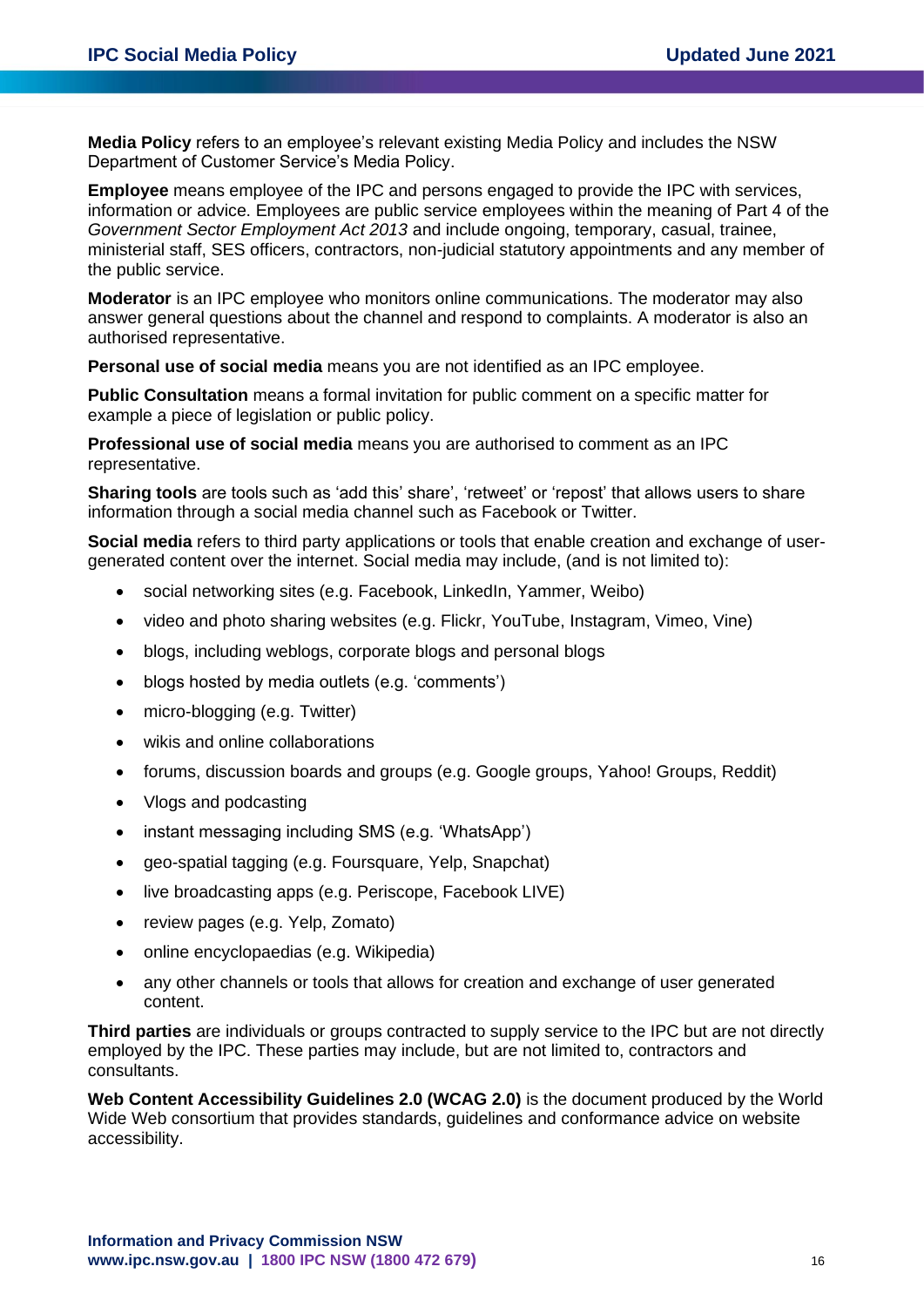**Media Policy** refers to an employee's relevant existing Media Policy and includes the NSW Department of Customer Service's Media Policy.

**Employee** means employee of the IPC and persons engaged to provide the IPC with services, information or advice. Employees are public service employees within the meaning of Part 4 of the *Government Sector Employment Act 2013* and include ongoing, temporary, casual, trainee, ministerial staff, SES officers, contractors, non-judicial statutory appointments and any member of the public service.

**Moderator** is an IPC employee who monitors online communications. The moderator may also answer general questions about the channel and respond to complaints. A moderator is also an authorised representative.

**Personal use of social media** means you are not identified as an IPC employee.

**Public Consultation** means a formal invitation for public comment on a specific matter for example a piece of legislation or public policy.

**Professional use of social media** means you are authorised to comment as an IPC representative.

**Sharing tools** are tools such as 'add this' share', 'retweet' or 'repost' that allows users to share information through a social media channel such as Facebook or Twitter.

**Social media** refers to third party applications or tools that enable creation and exchange of user-generated content over the internet. Social media may include, (and is not limited to):

- social networking sites (e.g. Facebook, LinkedIn, Yammer, Weibo)
- video and photo sharing websites (e.g. Flickr, YouTube, Instagram, Vimeo, Vine)
- blogs, including weblogs, corporate blogs and personal blogs
- blogs hosted by media outlets (e.g. 'comments')
- micro-blogging (e.g. Twitter)
- wikis and online collaborations
- forums, discussion boards and groups (e.g. Google groups, Yahoo! Groups, Reddit)
- Vlogs and podcasting
- instant messaging including SMS (e.g. 'WhatsApp')
- geo-spatial tagging (e.g. Foursquare, Yelp, Snapchat)
- live broadcasting apps (e.g. Periscope, Facebook LIVE)
- review pages (e.g. Yelp, Zomato)
- online encyclopaedias (e.g. Wikipedia)
- any other channels or tools that allows for creation and exchange of user generated content.

**Third parties** are individuals or groups contracted to supply service to the IPC but are not directly employed by the IPC. These parties may include, but are not limited to, contractors and consultants.

**Web Content Accessibility Guidelines 2.0 (WCAG 2.0)** is the document produced by the World Wide Web consortium that provides standards, guidelines and conformance advice on website accessibility.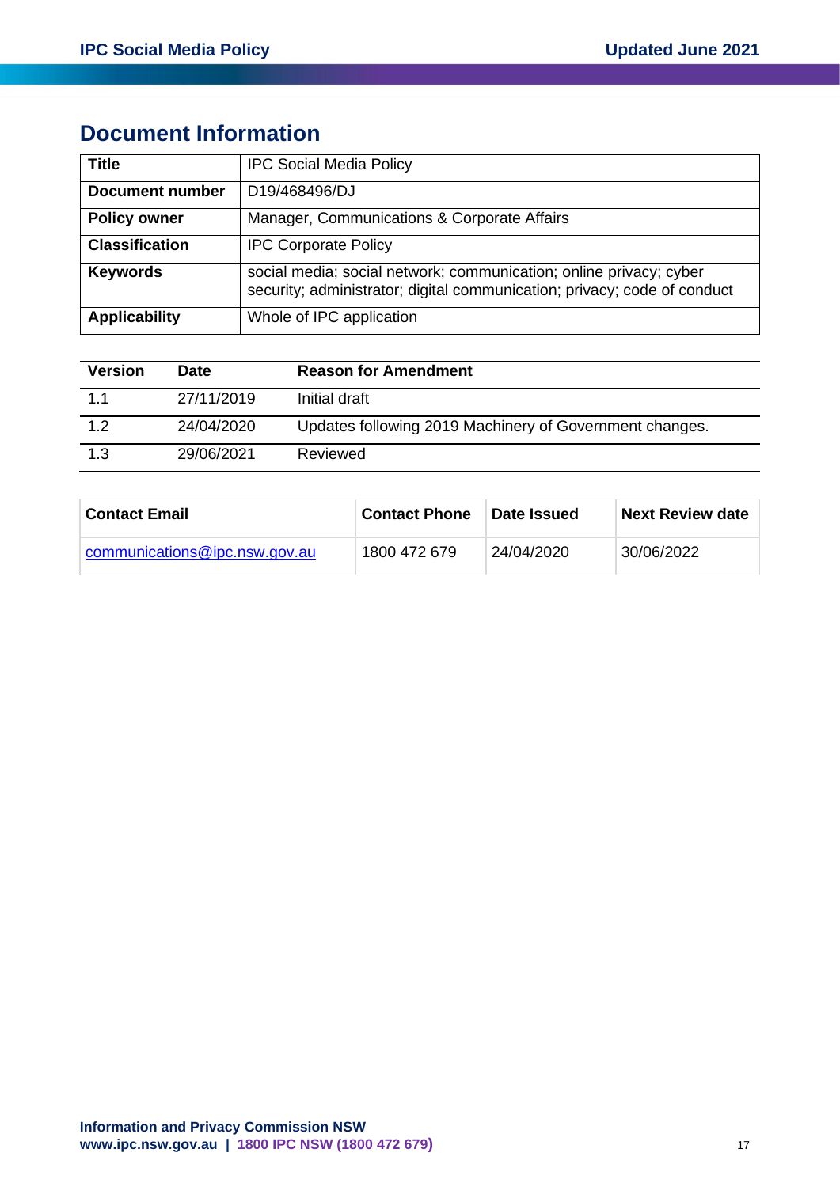## Document Information

| | |
|---|---|
| **Title** | IPC Social Media Policy |
| **Document number** | D19/468496/DJ |
| **Policy owner** | Manager, Communications & Corporate Affairs |
| **Classification** | IPC Corporate Policy |
| **Keywords** | social media; social network; communication; online privacy; cyber security; administrator; digital communication; privacy; code of conduct |
| **Applicability** | Whole of IPC application |

| Version | Date | Reason for Amendment |
|---|---|---|
| 1.1 | 27/11/2019 | Initial draft |
| 1.2 | 24/04/2020 | Updates following 2019 Machinery of Government changes. |
| 1.3 | 29/06/2021 | Reviewed |

| Contact Email | Contact Phone | Date Issued | Next Review date |
|---|---|---|---|
| communications@ipc.nsw.gov.au | 1800 472 679 | 24/04/2020 | 30/06/2022 |